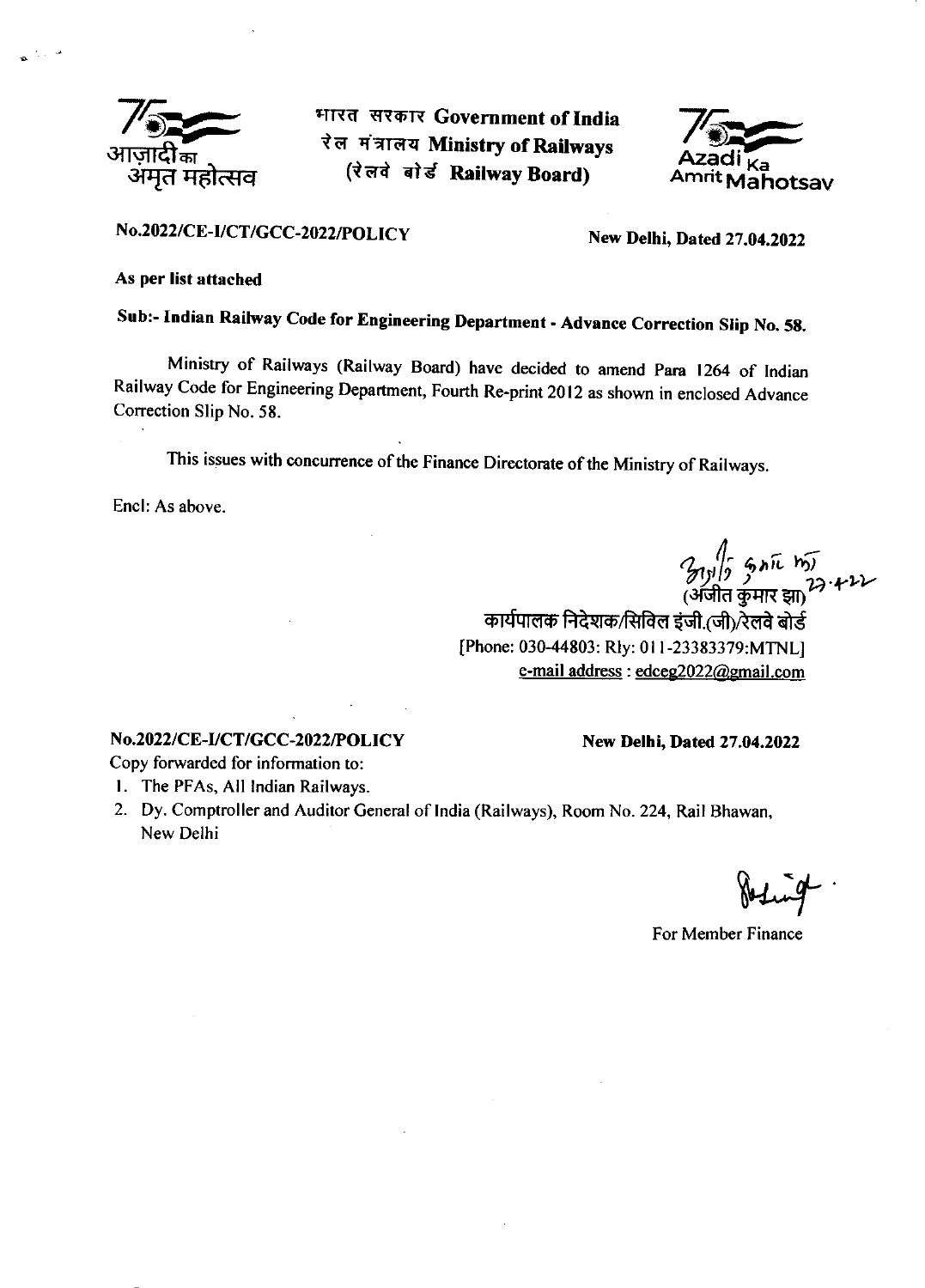आज़ादी का अमृत महोत्सव

भारत सरकार **Government of India**
रेल मंत्रालय **Ministry of Railways**
(रेलवे बोर्ड **Railway Board)**

Azadi Ka Amrit Mahotsav

**No.2022/CE-I/CT/GCC-2022/POLICY** **New Delhi, Dated 27.04.2022**

**As per list attached**

**Sub:- Indian Railway Code for Engineering Department - Advance Correction Slip No. 58.**

Ministry of Railways (Railway Board) have decided to amend Para 1264 of Indian Railway Code for Engineering Department, Fourth Re-print 2012 as shown in enclosed Advance Correction Slip No. 58.

This issues with concurrence of the Finance Directorate of the Ministry of Railways.

Encl: As above.

27.4.22
(अजीत कुमार झा)
कार्यपालक निदेशक/सिविल इंजी.(जी)/रेलवे बोर्ड
[Phone: 030-44803: Rly: 011-23383379:MTNL]
e-mail address : edceg2022@gmail.com

**No.2022/CE-I/CT/GCC-2022/POLICY** **New Delhi, Dated 27.04.2022**

Copy forwarded for information to:

1. The PFAs, All Indian Railways.
2. Dy. Comptroller and Auditor General of India (Railways), Room No. 224, Rail Bhawan, New Delhi

For Member Finance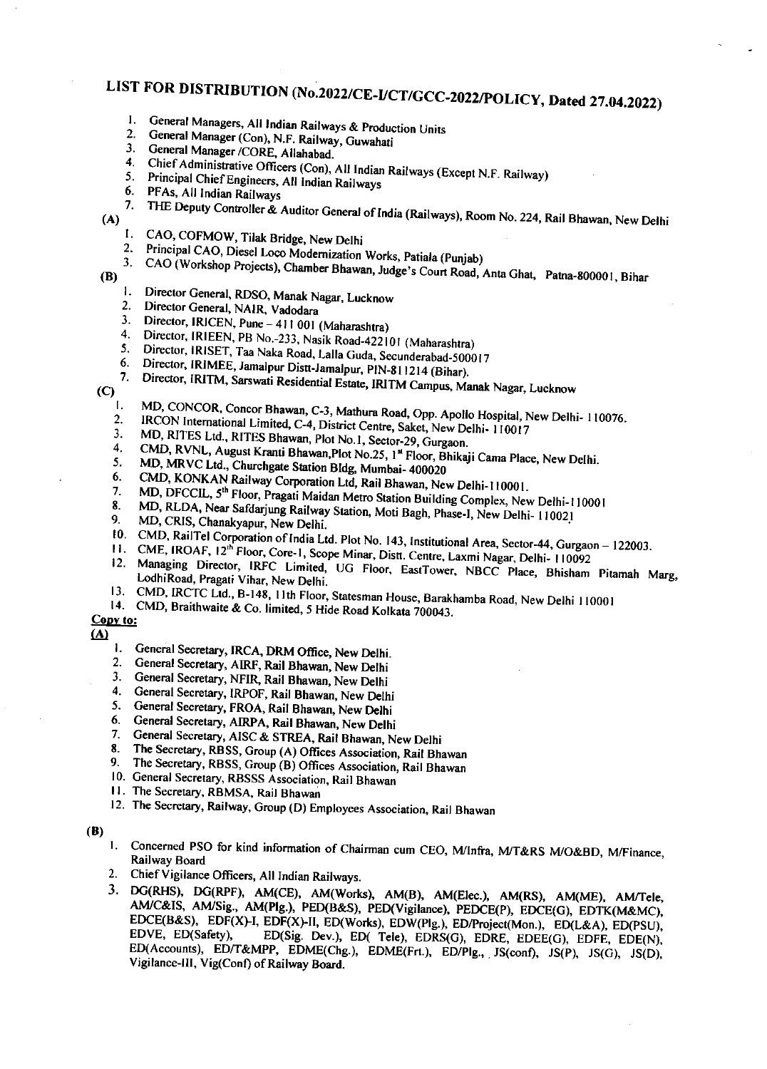# LIST FOR DISTRIBUTION (No.2022/CE-I/CT/GCC-2022/POLICY, Dated 27.04.2022)

1. General Managers, All Indian Railways & Production Units
2. General Manager (Con), N.F. Railway, Guwahati
3. General Manager /CORE, Allahabad.
4. Chief Administrative Officers (Con), All Indian Railways (Except N.F. Railway)
5. Principal Chief Engineers, All Indian Railways
6. PFAs, All Indian Railways
7. THE Deputy Controller & Auditor General of India (Railways), Room No. 224, Rail Bhawan, New Delhi

**(A)**

1. CAO, COFMOW, Tilak Bridge, New Delhi
2. Principal CAO, Diesel Loco Modernization Works, Patiala (Punjab)
3. CAO (Workshop Projects), Chamber Bhawan, Judge's Court Road, Anta Ghat, Patna-800001, Bihar

**(B)**

1. Director General, RDSO, Manak Nagar, Lucknow
2. Director General, NAIR, Vadodara
3. Director, IRICEN, Pune – 411 001 (Maharashtra)
4. Director, IRIEEN, PB No.-233, Nasik Road-422101 (Maharashtra)
5. Director, IRISET, Taa Naka Road, Lalla Guda, Secunderabad-500017
6. Director, IRIMEE, Jamalpur Distt-Jamalpur, PIN-811214 (Bihar).
7. Director, IRITM, Sarswati Residential Estate, IRITM Campus, Manak Nagar, Lucknow

**(C)**

1. MD, CONCOR, Concor Bhawan, C-3, Mathura Road, Opp. Apollo Hospital, New Delhi- 110076.
2. IRCON International Limited, C-4, District Centre, Saket, New Delhi- 110017
3. MD, RITES Ltd., RITES Bhawan, Plot No.1, Sector-29, Gurgaon.
4. CMD, RVNL, August Kranti Bhawan,Plot No.25, 1st Floor, Bhikaji Cama Place, New Delhi.
5. MD, MRVC Ltd., Churchgate Station Bldg, Mumbai- 400020
6. CMD, KONKAN Railway Corporation Ltd, Rail Bhawan, New Delhi-110001.
7. MD, DFCCIL, 5th Floor, Pragati Maidan Metro Station Building Complex, New Delhi-110001
8. MD, RLDA, Near Safdarjung Railway Station, Moti Bagh, Phase-I, New Delhi- 110021
9. MD, CRIS, Chanakyapur, New Delhi.
10. CMD, RailTel Corporation of India Ltd. Plot No. 143, Institutional Area, Sector-44, Gurgaon – 122003.
11. CME, IROAF, 12th Floor, Core-1, Scope Minar, Distt. Centre, Laxmi Nagar, Delhi- 110092
12. Managing Director, IRFC Limited, UG Floor, EastTower, NBCC Place, Bhisham Pitamah Marg, LodhiRoad, Pragati Vihar, New Delhi.
13. CMD, IRCTC Ltd., B-148, 11th Floor, Statesman House, Barakhamba Road, New Delhi 110001
14. CMD, Braithwaite & Co. limited, 5 Hide Road Kolkata 700043.

**Copy to:**

**(A)**

1. General Secretary, IRCA, DRM Office, New Delhi.
2. General Secretary, AIRF, Rail Bhawan, New Delhi
3. General Secretary, NFIR, Rail Bhawan, New Delhi
4. General Secretary, IRPOF, Rail Bhawan, New Delhi
5. General Secretary, FROA, Rail Bhawan, New Delhi
6. General Secretary, AIRPA, Rail Bhawan, New Delhi
7. General Secretary, AISC & STREA, Rail Bhawan, New Delhi
8. The Secretary, RBSS, Group (A) Offices Association, Rail Bhawan
9. The Secretary, RBSS, Group (B) Offices Association, Rail Bhawan
10. General Secretary, RBSSS Association, Rail Bhawan
11. The Secretary, RBMSA, Rail Bhawan
12. The Secretary, Railway, Group (D) Employees Association, Rail Bhawan

**(B)**

1. Concerned PSO for kind information of Chairman cum CEO, M/Infra, M/T&RS M/O&BD, M/Finance, Railway Board
2. Chief Vigilance Officers, All Indian Railways.
3. DG(RHS), DG(RPF), AM(CE), AM(Works), AM(B), AM(Elec.), AM(RS), AM(ME), AM/Tele, AM/C&IS, AM/Sig., AM(Plg.), PED(B&S), PED(Vigilance), PEDCE(P), EDCE(G), EDTK(M&MC), EDCE(B&S), EDF(X)-I, EDF(X)-II, ED(Works), EDW(Plg.), ED/Project(Mon.), ED(L&A), ED(PSU), EDVE, ED(Safety), ED(Sig. Dev.), ED( Tele), EDRS(G), EDRE, EDEE(G), EDFE, EDE(N), ED(Accounts), ED/T&MPP, EDME(Chg.), EDME(Frt.), ED/Plg., JS(conf), JS(P), JS(G), JS(D), Vigilance-III, Vig(Conf) of Railway Board.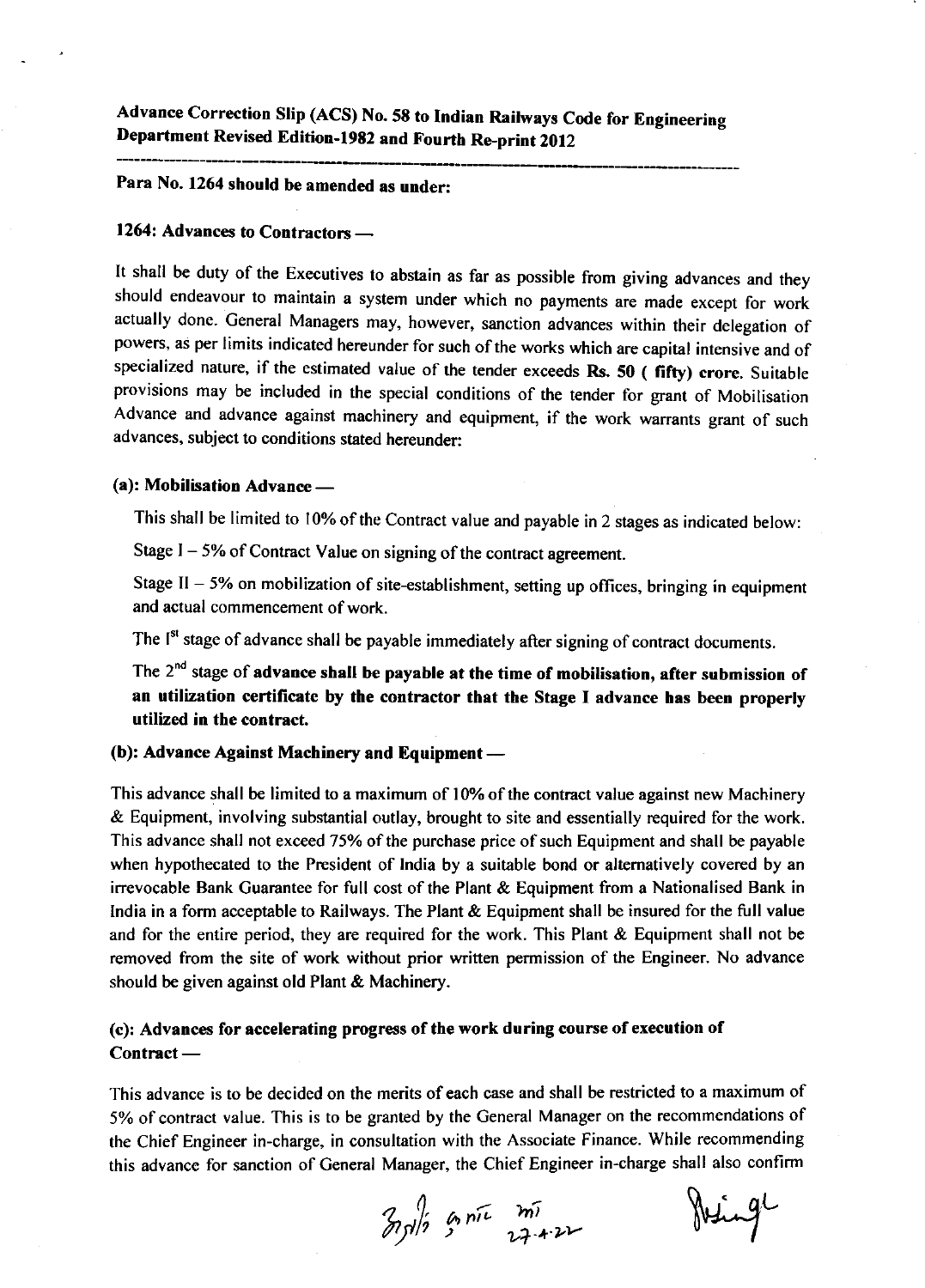**Advance Correction Slip (ACS) No. 58 to Indian Railways Code for Engineering Department Revised Edition-1982 and Fourth Re-print 2012**

---

**Para No. 1264 should be amended as under:**

**1264: Advances to Contractors —**

It shall be duty of the Executives to abstain as far as possible from giving advances and they should endeavour to maintain a system under which no payments are made except for work actually done. General Managers may, however, sanction advances within their delegation of powers, as per limits indicated hereunder for such of the works which are capital intensive and of specialized nature, if the estimated value of the tender exceeds **Rs. 50 ( fifty) crore.** Suitable provisions may be included in the special conditions of the tender for grant of Mobilisation Advance and advance against machinery and equipment, if the work warrants grant of such advances, subject to conditions stated hereunder:

**(a): Mobilisation Advance —**

This shall be limited to 10% of the Contract value and payable in 2 stages as indicated below:

Stage I – 5% of Contract Value on signing of the contract agreement.

Stage II – 5% on mobilization of site-establishment, setting up offices, bringing in equipment and actual commencement of work.

The I[st] stage of advance shall be payable immediately after signing of contract documents.

The 2[nd] stage of **advance shall be payable at the time of mobilisation, after submission of an utilization certificate by the contractor that the Stage I advance has been properly utilized in the contract.**

**(b): Advance Against Machinery and Equipment —**

This advance shall be limited to a maximum of 10% of the contract value against new Machinery & Equipment, involving substantial outlay, brought to site and essentially required for the work. This advance shall not exceed 75% of the purchase price of such Equipment and shall be payable when hypothecated to the President of India by a suitable bond or alternatively covered by an irrevocable Bank Guarantee for full cost of the Plant & Equipment from a Nationalised Bank in India in a form acceptable to Railways. The Plant & Equipment shall be insured for the full value and for the entire period, they are required for the work. This Plant & Equipment shall not be removed from the site of work without prior written permission of the Engineer. No advance should be given against old Plant & Machinery.

**(c): Advances for accelerating progress of the work during course of execution of Contract —**

This advance is to be decided on the merits of each case and shall be restricted to a maximum of 5% of contract value. This is to be granted by the General Manager on the recommendations of the Chief Engineer in-charge, in consultation with the Associate Finance. While recommending this advance for sanction of General Manager, the Chief Engineer in-charge shall also confirm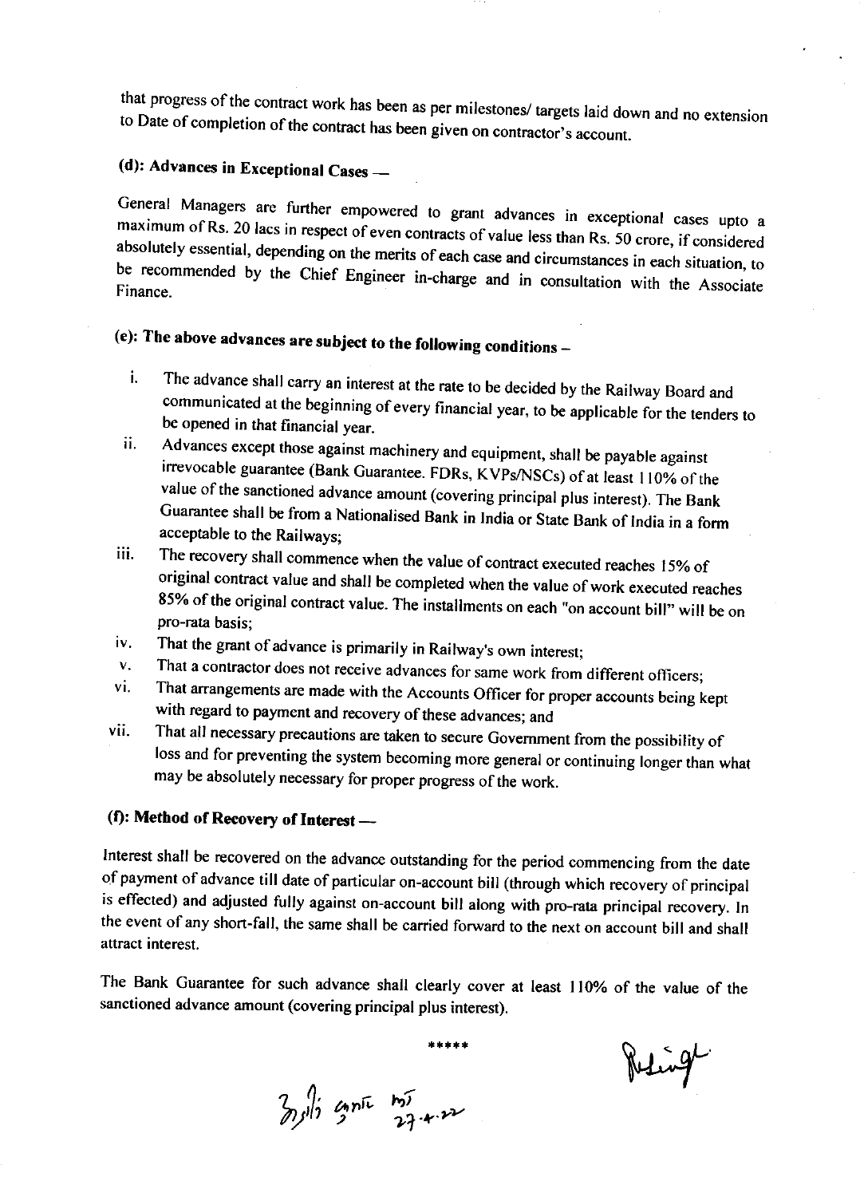that progress of the contract work has been as per milestones/ targets laid down and no extension to Date of completion of the contract has been given on contractor's account.

**(d): Advances in Exceptional Cases —**

General Managers are further empowered to grant advances in exceptional cases upto a maximum of Rs. 20 lacs in respect of even contracts of value less than Rs. 50 crore, if considered absolutely essential, depending on the merits of each case and circumstances in each situation, to be recommended by the Chief Engineer in-charge and in consultation with the Associate Finance.

**(e): The above advances are subject to the following conditions –**

i. The advance shall carry an interest at the rate to be decided by the Railway Board and communicated at the beginning of every financial year, to be applicable for the tenders to be opened in that financial year.

ii. Advances except those against machinery and equipment, shall be payable against irrevocable guarantee (Bank Guarantee. FDRs, KVPs/NSCs) of at least 110% of the value of the sanctioned advance amount (covering principal plus interest). The Bank Guarantee shall be from a Nationalised Bank in India or State Bank of India in a form acceptable to the Railways;

iii. The recovery shall commence when the value of contract executed reaches 15% of original contract value and shall be completed when the value of work executed reaches 85% of the original contract value. The installments on each "on account bill" will be on pro-rata basis;

iv. That the grant of advance is primarily in Railway's own interest;

v. That a contractor does not receive advances for same work from different officers;

vi. That arrangements are made with the Accounts Officer for proper accounts being kept with regard to payment and recovery of these advances; and

vii. That all necessary precautions are taken to secure Government from the possibility of loss and for preventing the system becoming more general or continuing longer than what may be absolutely necessary for proper progress of the work.

**(f): Method of Recovery of Interest —**

Interest shall be recovered on the advance outstanding for the period commencing from the date of payment of advance till date of particular on-account bill (through which recovery of principal is effected) and adjusted fully against on-account bill along with pro-rata principal recovery. In the event of any short-fall, the same shall be carried forward to the next on account bill and shall attract interest.

The Bank Guarantee for such advance shall clearly cover at least 110% of the value of the sanctioned advance amount (covering principal plus interest).

\*\*\*\*\*